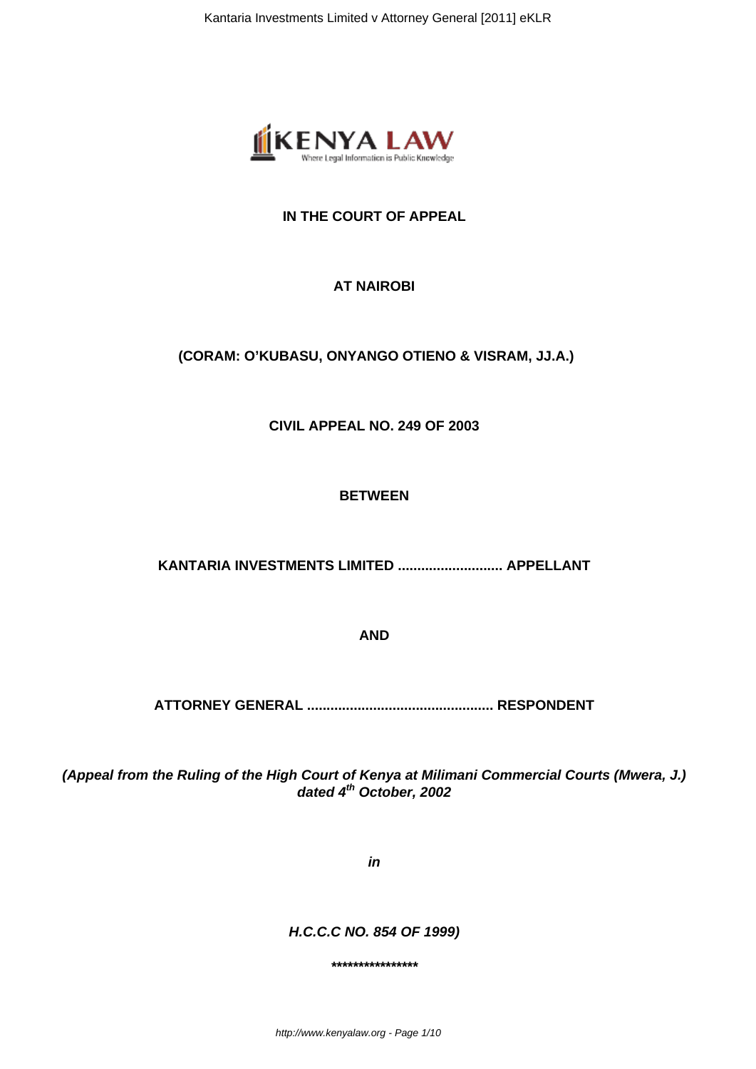**IN THE COURT OF APPEAL**

**AT NAIROBI**

**(CORAM: O'KUBASU, ONYANGO OTIENO & VISRAM, JJ.A.)**

**CIVIL APPEAL NO. 249 OF 2003**

**BETWEEN**

**KANTARIA INVESTMENTS LIMITED ........................... APPELLANT**

**AND**

**ATTORNEY GENERAL ................................................ RESPONDENT**

***(Appeal from the Ruling of the High Court of Kenya at Milimani Commercial Courts (Mwera, J.) dated 4th October, 2002***

***in***

***H.C.C.C NO. 854 OF 1999)***

****************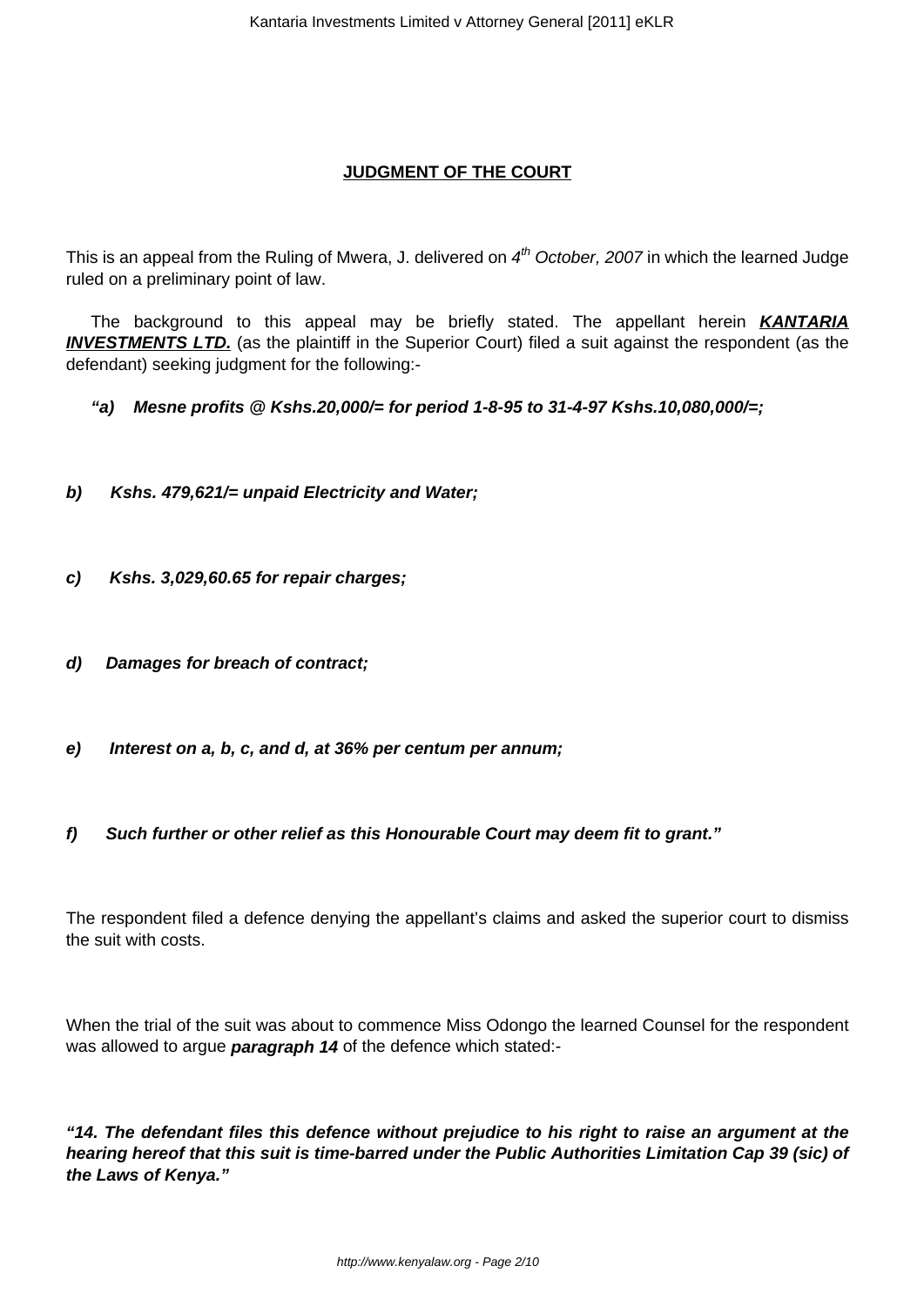**JUDGMENT OF THE COURT**

This is an appeal from the Ruling of Mwera, J. delivered on *4th October, 2007* in which the learned Judge ruled on a preliminary point of law.

The background to this appeal may be briefly stated. The appellant herein ***KANTARIA INVESTMENTS LTD.*** (as the plaintiff in the Superior Court) filed a suit against the respondent (as the defendant) seeking judgment for the following:-

***"a) Mesne profits @ Kshs.20,000/= for period 1-8-95 to 31-4-97 Kshs.10,080,000/=;***

***b) Kshs. 479,621/= unpaid Electricity and Water;***

***c) Kshs. 3,029,60.65 for repair charges;***

***d) Damages for breach of contract;***

***e) Interest on a, b, c, and d, at 36% per centum per annum;***

***f) Such further or other relief as this Honourable Court may deem fit to grant."***

The respondent filed a defence denying the appellant's claims and asked the superior court to dismiss the suit with costs.

When the trial of the suit was about to commence Miss Odongo the learned Counsel for the respondent was allowed to argue ***paragraph 14*** of the defence which stated:-

***"14. The defendant files this defence without prejudice to his right to raise an argument at the hearing hereof that this suit is time-barred under the Public Authorities Limitation Cap 39 (sic) of the Laws of Kenya."***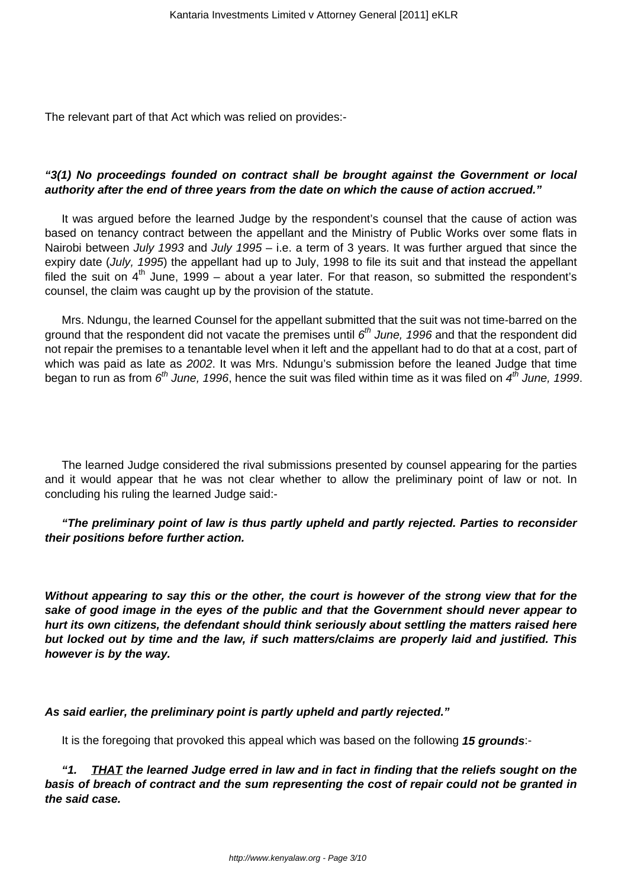The relevant part of that Act which was relied on provides:-

***"3(1) No proceedings founded on contract shall be brought against the Government or local authority after the end of three years from the date on which the cause of action accrued."***

It was argued before the learned Judge by the respondent's counsel that the cause of action was based on tenancy contract between the appellant and the Ministry of Public Works over some flats in Nairobi between *July 1993* and *July 1995* – i.e. a term of 3 years. It was further argued that since the expiry date (*July, 1995*) the appellant had up to July, 1998 to file its suit and that instead the appellant filed the suit on 4th June, 1999 – about a year later. For that reason, so submitted the respondent's counsel, the claim was caught up by the provision of the statute.

Mrs. Ndungu, the learned Counsel for the appellant submitted that the suit was not time-barred on the ground that the respondent did not vacate the premises until *6th June, 1996* and that the respondent did not repair the premises to a tenantable level when it left and the appellant had to do that at a cost, part of which was paid as late as *2002*. It was Mrs. Ndungu's submission before the leaned Judge that time began to run as from *6th June, 1996*, hence the suit was filed within time as it was filed on *4th June, 1999*.

The learned Judge considered the rival submissions presented by counsel appearing for the parties and it would appear that he was not clear whether to allow the preliminary point of law or not. In concluding his ruling the learned Judge said:-

***"The preliminary point of law is thus partly upheld and partly rejected. Parties to reconsider their positions before further action.***

***Without appearing to say this or the other, the court is however of the strong view that for the sake of good image in the eyes of the public and that the Government should never appear to hurt its own citizens, the defendant should think seriously about settling the matters raised here but locked out by time and the law, if such matters/claims are properly laid and justified. This however is by the way.***

***As said earlier, the preliminary point is partly upheld and partly rejected."***

It is the foregoing that provoked this appeal which was based on the following ***15 grounds***:-

***"1. THAT the learned Judge erred in law and in fact in finding that the reliefs sought on the basis of breach of contract and the sum representing the cost of repair could not be granted in the said case.***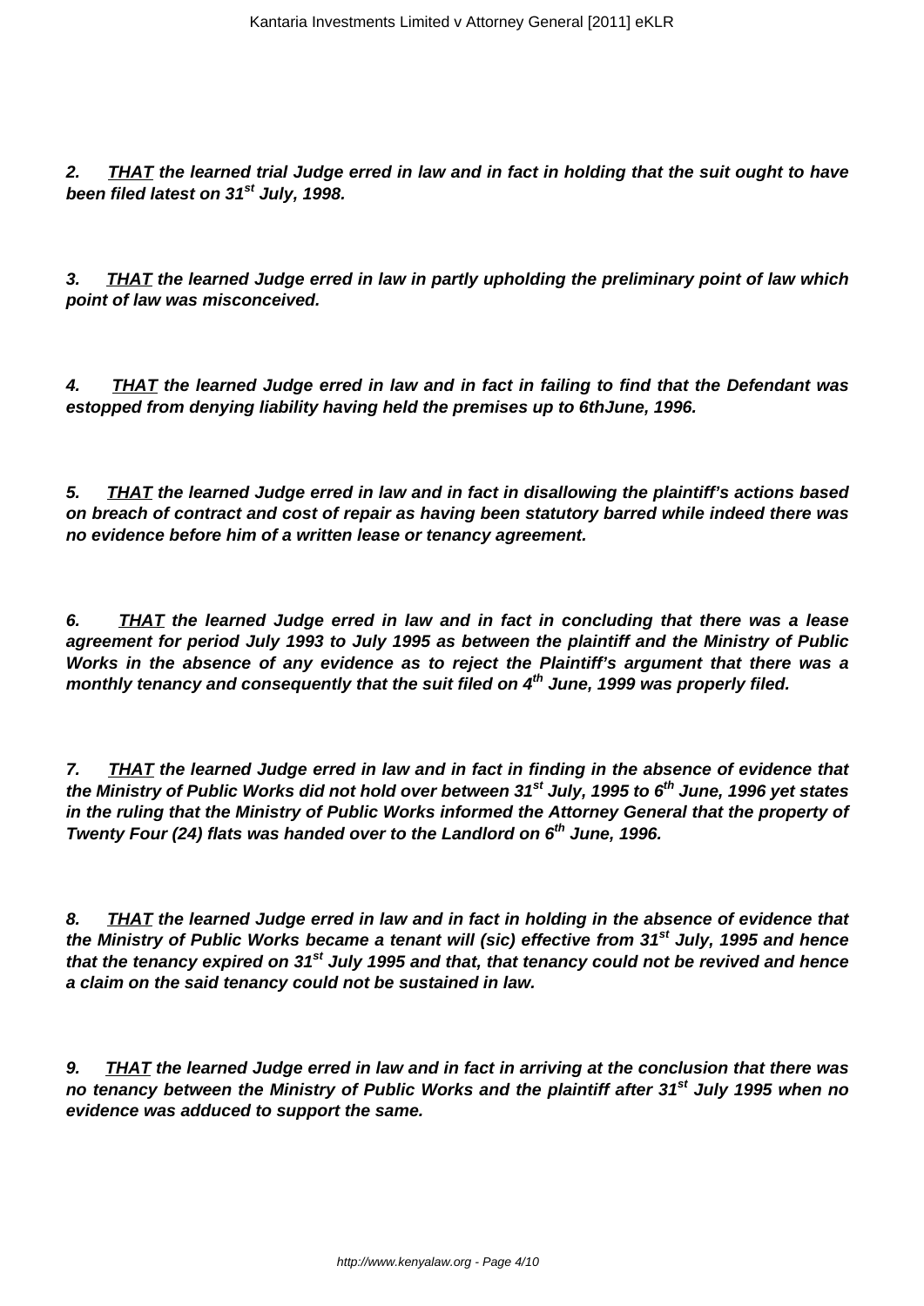***2. <u>THAT</u> the learned trial Judge erred in law and in fact in holding that the suit ought to have been filed latest on 31st July, 1998.***

***3. <u>THAT</u> the learned Judge erred in law in partly upholding the preliminary point of law which point of law was misconceived.***

***4. <u>THAT</u> the learned Judge erred in law and in fact in failing to find that the Defendant was estopped from denying liability having held the premises up to 6thJune, 1996.***

***5. <u>THAT</u> the learned Judge erred in law and in fact in disallowing the plaintiff's actions based on breach of contract and cost of repair as having been statutory barred while indeed there was no evidence before him of a written lease or tenancy agreement.***

***6. <u>THAT</u> the learned Judge erred in law and in fact in concluding that there was a lease agreement for period July 1993 to July 1995 as between the plaintiff and the Ministry of Public Works in the absence of any evidence as to reject the Plaintiff's argument that there was a monthly tenancy and consequently that the suit filed on 4th June, 1999 was properly filed.***

***7. <u>THAT</u> the learned Judge erred in law and in fact in finding in the absence of evidence that the Ministry of Public Works did not hold over between 31st July, 1995 to 6th June, 1996 yet states in the ruling that the Ministry of Public Works informed the Attorney General that the property of Twenty Four (24) flats was handed over to the Landlord on 6th June, 1996.***

***8. <u>THAT</u> the learned Judge erred in law and in fact in holding in the absence of evidence that the Ministry of Public Works became a tenant will (sic) effective from 31st July, 1995 and hence that the tenancy expired on 31st July 1995 and that, that tenancy could not be revived and hence a claim on the said tenancy could not be sustained in law.***

***9. <u>THAT</u> the learned Judge erred in law and in fact in arriving at the conclusion that there was no tenancy between the Ministry of Public Works and the plaintiff after 31st July 1995 when no evidence was adduced to support the same.***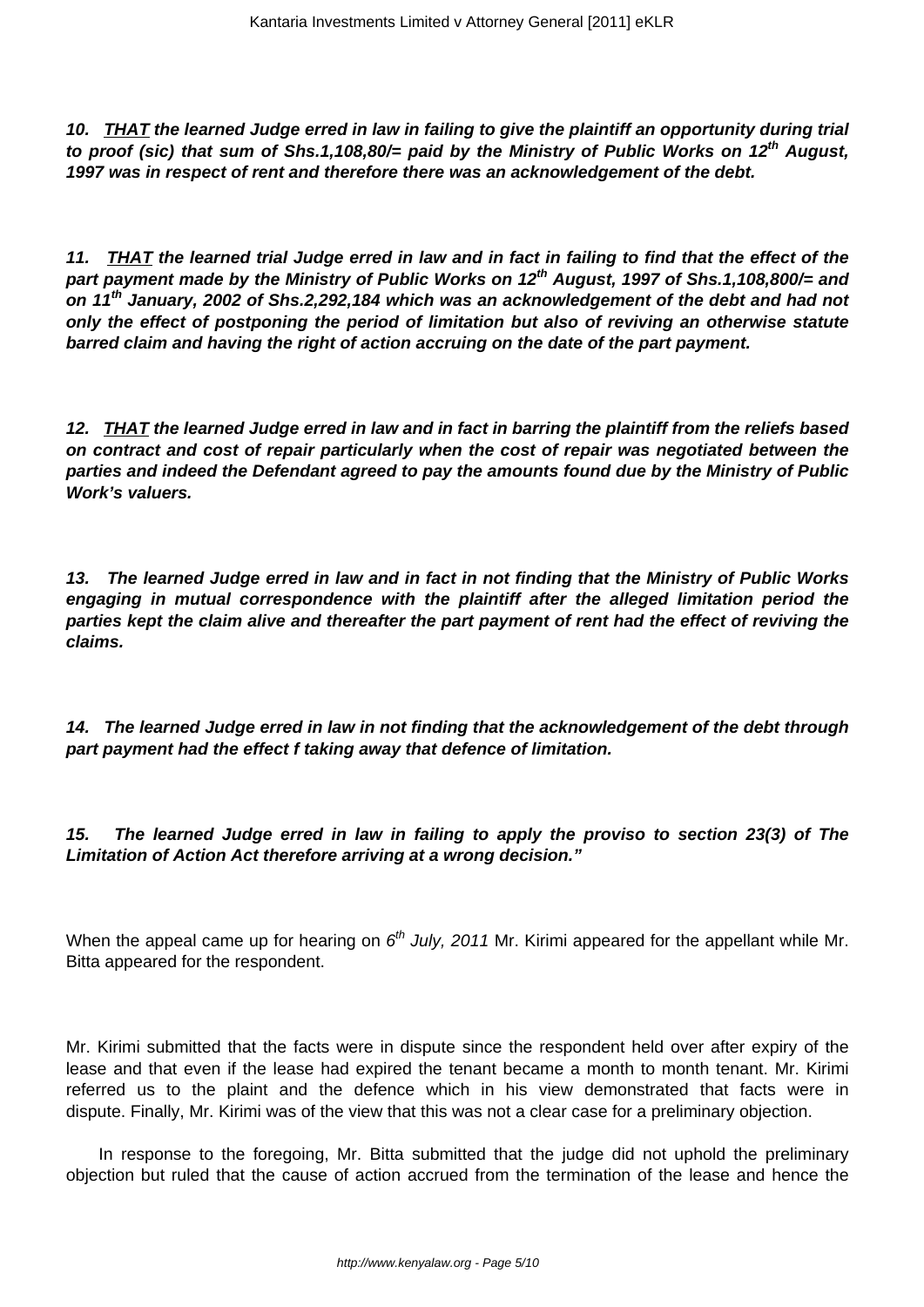***10. <u>THAT</u> the learned Judge erred in law in failing to give the plaintiff an opportunity during trial to proof (sic) that sum of Shs.1,108,80/= paid by the Ministry of Public Works on 12th August, 1997 was in respect of rent and therefore there was an acknowledgement of the debt.***

***11. <u>THAT</u> the learned trial Judge erred in law and in fact in failing to find that the effect of the part payment made by the Ministry of Public Works on 12th August, 1997 of Shs.1,108,800/= and on 11th January, 2002 of Shs.2,292,184 which was an acknowledgement of the debt and had not only the effect of postponing the period of limitation but also of reviving an otherwise statute barred claim and having the right of action accruing on the date of the part payment.***

***12. <u>THAT</u> the learned Judge erred in law and in fact in barring the plaintiff from the reliefs based on contract and cost of repair particularly when the cost of repair was negotiated between the parties and indeed the Defendant agreed to pay the amounts found due by the Ministry of Public Work's valuers.***

***13. The learned Judge erred in law and in fact in not finding that the Ministry of Public Works engaging in mutual correspondence with the plaintiff after the alleged limitation period the parties kept the claim alive and thereafter the part payment of rent had the effect of reviving the claims.***

***14. The learned Judge erred in law in not finding that the acknowledgement of the debt through part payment had the effect f taking away that defence of limitation.***

***15. The learned Judge erred in law in failing to apply the proviso to section 23(3) of The Limitation of Action Act therefore arriving at a wrong decision."***

When the appeal came up for hearing on *6th July, 2011* Mr. Kirimi appeared for the appellant while Mr. Bitta appeared for the respondent.

Mr. Kirimi submitted that the facts were in dispute since the respondent held over after expiry of the lease and that even if the lease had expired the tenant became a month to month tenant. Mr. Kirimi referred us to the plaint and the defence which in his view demonstrated that facts were in dispute. Finally, Mr. Kirimi was of the view that this was not a clear case for a preliminary objection.

In response to the foregoing, Mr. Bitta submitted that the judge did not uphold the preliminary objection but ruled that the cause of action accrued from the termination of the lease and hence the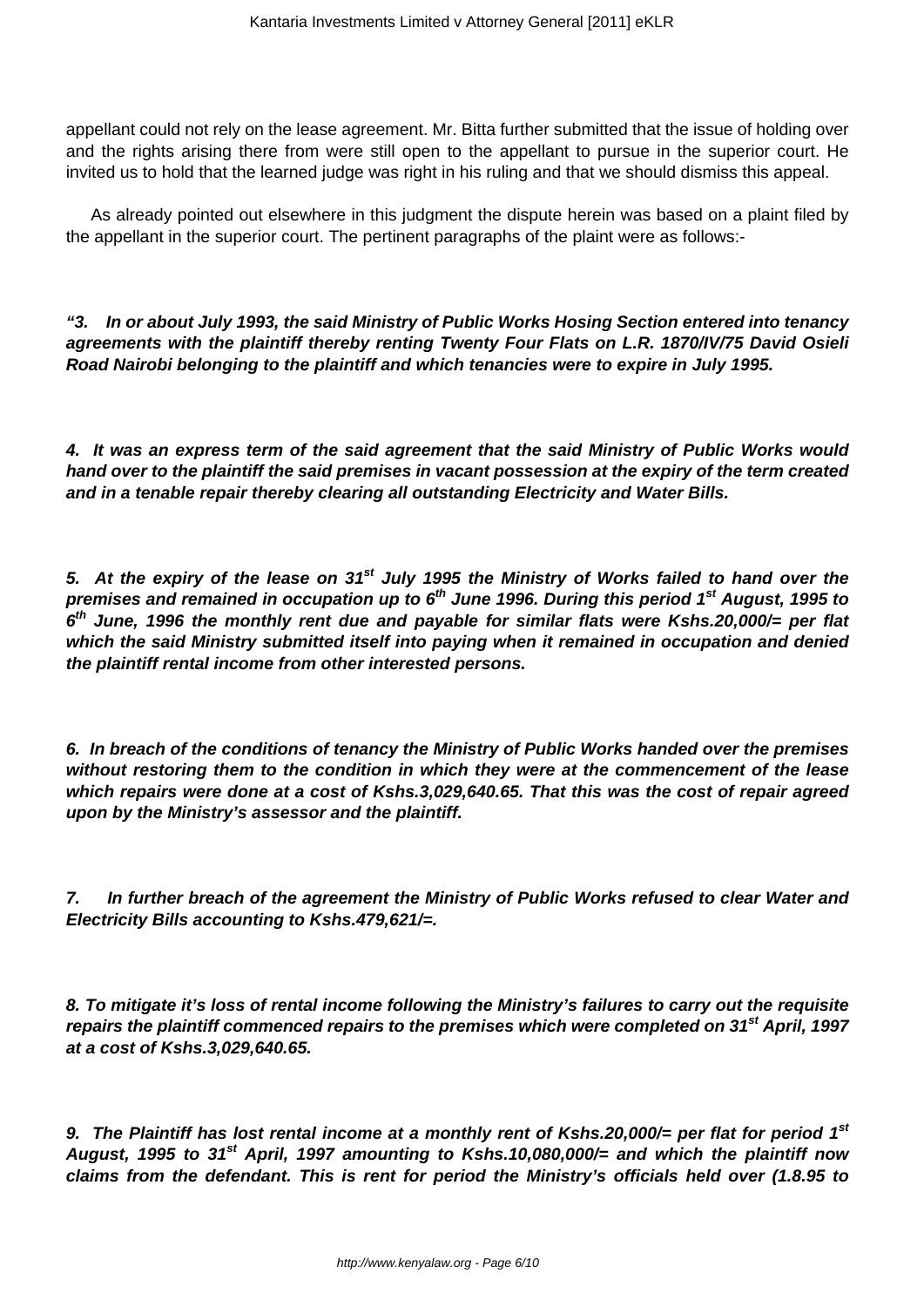appellant could not rely on the lease agreement. Mr. Bitta further submitted that the issue of holding over and the rights arising there from were still open to the appellant to pursue in the superior court. He invited us to hold that the learned judge was right in his ruling and that we should dismiss this appeal.

As already pointed out elsewhere in this judgment the dispute herein was based on a plaint filed by the appellant in the superior court. The pertinent paragraphs of the plaint were as follows:-

**"3. In or about July 1993, the said Ministry of Public Works Hosing Section entered into tenancy agreements with the plaintiff thereby renting Twenty Four Flats on L.R. 1870/IV/75 David Osieli Road Nairobi belonging to the plaintiff and which tenancies were to expire in July 1995.**

**4. It was an express term of the said agreement that the said Ministry of Public Works would hand over to the plaintiff the said premises in vacant possession at the expiry of the term created and in a tenable repair thereby clearing all outstanding Electricity and Water Bills.**

**5. At the expiry of the lease on 31st July 1995 the Ministry of Works failed to hand over the premises and remained in occupation up to 6th June 1996. During this period 1st August, 1995 to 6th June, 1996 the monthly rent due and payable for similar flats were Kshs.20,000/= per flat which the said Ministry submitted itself into paying when it remained in occupation and denied the plaintiff rental income from other interested persons.**

**6. In breach of the conditions of tenancy the Ministry of Public Works handed over the premises without restoring them to the condition in which they were at the commencement of the lease which repairs were done at a cost of Kshs.3,029,640.65. That this was the cost of repair agreed upon by the Ministry's assessor and the plaintiff.**

**7. In further breach of the agreement the Ministry of Public Works refused to clear Water and Electricity Bills accounting to Kshs.479,621/=.**

**8. To mitigate it's loss of rental income following the Ministry's failures to carry out the requisite repairs the plaintiff commenced repairs to the premises which were completed on 31st April, 1997 at a cost of Kshs.3,029,640.65.**

**9. The Plaintiff has lost rental income at a monthly rent of Kshs.20,000/= per flat for period 1st August, 1995 to 31st April, 1997 amounting to Kshs.10,080,000/= and which the plaintiff now claims from the defendant. This is rent for period the Ministry's officials held over (1.8.95 to**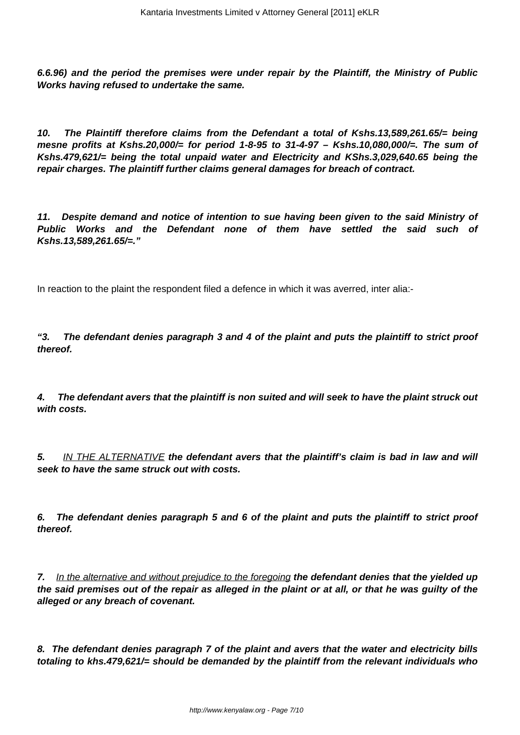***6.6.96) and the period the premises were under repair by the Plaintiff, the Ministry of Public Works having refused to undertake the same.***

***10. The Plaintiff therefore claims from the Defendant a total of Kshs.13,589,261.65/= being mesne profits at Kshs.20,000/= for period 1-8-95 to 31-4-97 – Kshs.10,080,000/=. The sum of Kshs.479,621/= being the total unpaid water and Electricity and KShs.3,029,640.65 being the repair charges. The plaintiff further claims general damages for breach of contract.***

***11. Despite demand and notice of intention to sue having been given to the said Ministry of Public Works and the Defendant none of them have settled the said such of Kshs.13,589,261.65/=."***

In reaction to the plaint the respondent filed a defence in which it was averred, inter alia:-

***"3. The defendant denies paragraph 3 and 4 of the plaint and puts the plaintiff to strict proof thereof.***

***4. The defendant avers that the plaintiff is non suited and will seek to have the plaint struck out with costs.***

***5.*** *<u>IN THE ALTERNATIVE</u>* ***the defendant avers that the plaintiff's claim is bad in law and will seek to have the same struck out with costs.***

***6. The defendant denies paragraph 5 and 6 of the plaint and puts the plaintiff to strict proof thereof.***

***7.*** *<u>In the alternative and without prejudice to the foregoing</u>* ***the defendant denies that the yielded up the said premises out of the repair as alleged in the plaint or at all, or that he was guilty of the alleged or any breach of covenant.***

***8. The defendant denies paragraph 7 of the plaint and avers that the water and electricity bills totaling to khs.479,621/= should be demanded by the plaintiff from the relevant individuals who***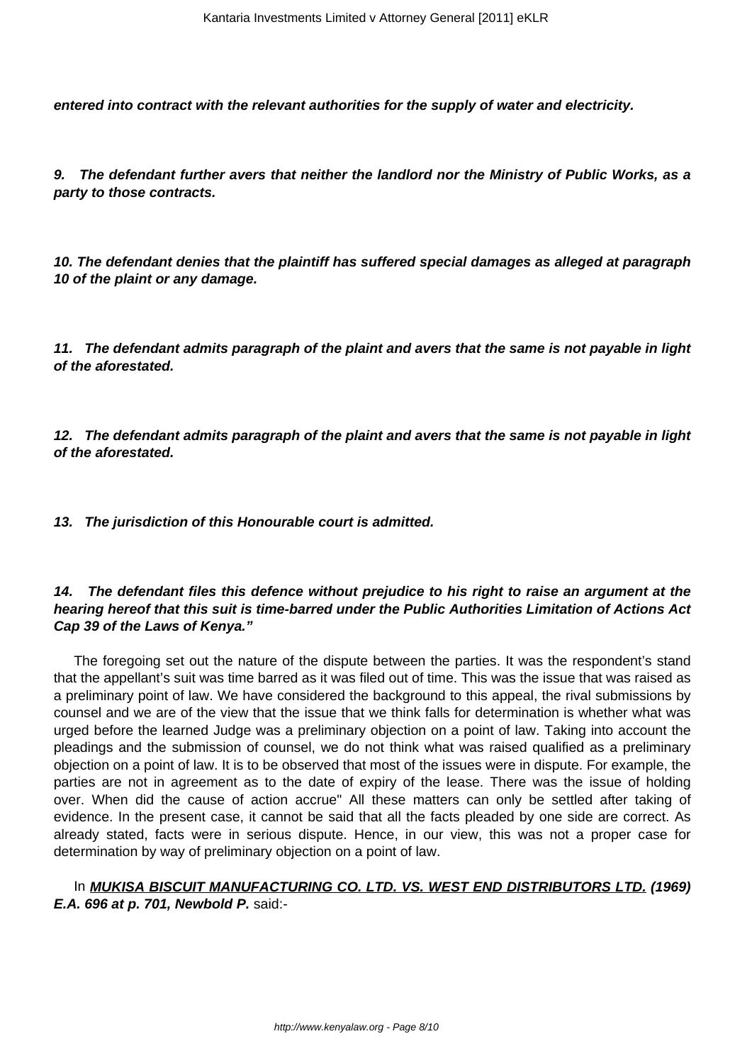***entered into contract with the relevant authorities for the supply of water and electricity.***

***9. The defendant further avers that neither the landlord nor the Ministry of Public Works, as a party to those contracts.***

***10. The defendant denies that the plaintiff has suffered special damages as alleged at paragraph 10 of the plaint or any damage.***

***11. The defendant admits paragraph of the plaint and avers that the same is not payable in light of the aforestated.***

***12. The defendant admits paragraph of the plaint and avers that the same is not payable in light of the aforestated.***

***13. The jurisdiction of this Honourable court is admitted.***

***14. The defendant files this defence without prejudice to his right to raise an argument at the hearing hereof that this suit is time-barred under the Public Authorities Limitation of Actions Act Cap 39 of the Laws of Kenya."***

The foregoing set out the nature of the dispute between the parties. It was the respondent's stand that the appellant's suit was time barred as it was filed out of time. This was the issue that was raised as a preliminary point of law. We have considered the background to this appeal, the rival submissions by counsel and we are of the view that the issue that we think falls for determination is whether what was urged before the learned Judge was a preliminary objection on a point of law. Taking into account the pleadings and the submission of counsel, we do not think what was raised qualified as a preliminary objection on a point of law. It is to be observed that most of the issues were in dispute. For example, the parties are not in agreement as to the date of expiry of the lease. There was the issue of holding over. When did the cause of action accrue" All these matters can only be settled after taking of evidence. In the present case, it cannot be said that all the facts pleaded by one side are correct. As already stated, facts were in serious dispute. Hence, in our view, this was not a proper case for determination by way of preliminary objection on a point of law.

In **MUKISA BISCUIT MANUFACTURING CO. LTD. VS. WEST END DISTRIBUTORS LTD. (1969) E.A. 696 at p. 701, Newbold P.** said:-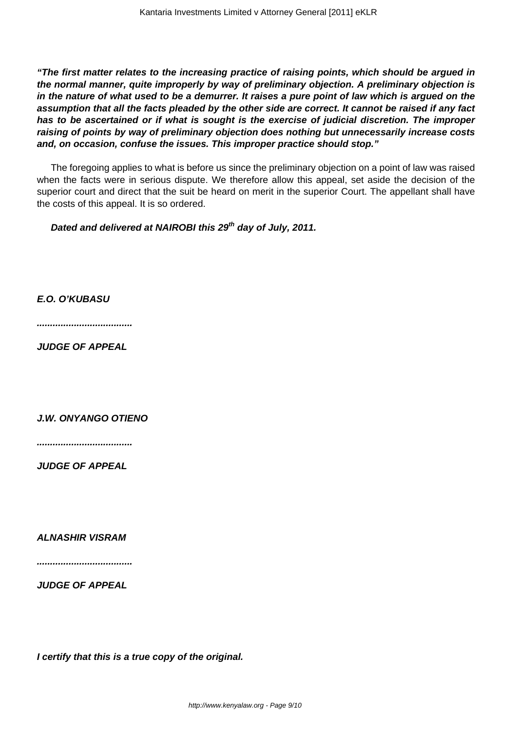***"The first matter relates to the increasing practice of raising points, which should be argued in the normal manner, quite improperly by way of preliminary objection. A preliminary objection is in the nature of what used to be a demurrer. It raises a pure point of law which is argued on the assumption that all the facts pleaded by the other side are correct. It cannot be raised if any fact has to be ascertained or if what is sought is the exercise of judicial discretion. The improper raising of points by way of preliminary objection does nothing but unnecessarily increase costs and, on occasion, confuse the issues. This improper practice should stop."***

The foregoing applies to what is before us since the preliminary objection on a point of law was raised when the facts were in serious dispute. We therefore allow this appeal, set aside the decision of the superior court and direct that the suit be heard on merit in the superior Court. The appellant shall have the costs of this appeal. It is so ordered.

***Dated and delivered at NAIROBI this 29th day of July, 2011.***

***E.O. O'KUBASU***

***....................................***

***JUDGE OF APPEAL***

***J.W. ONYANGO OTIENO***

***....................................***

***JUDGE OF APPEAL***

***ALNASHIR VISRAM***

***....................................***

***JUDGE OF APPEAL***

***I certify that this is a true copy of the original.***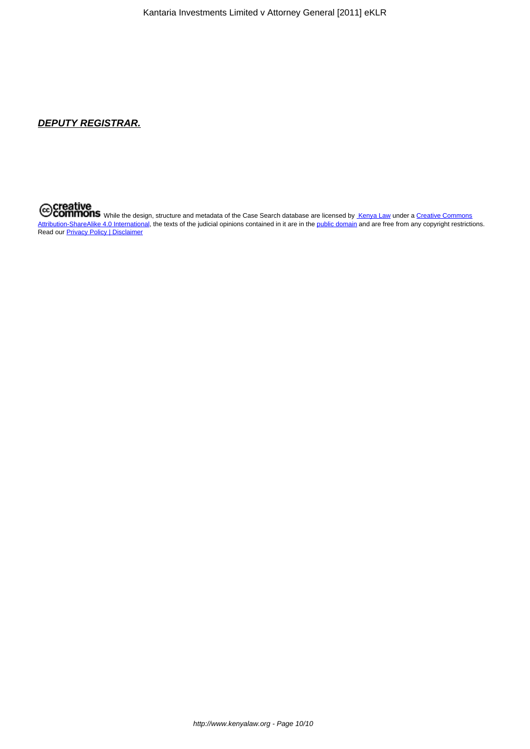**DEPUTY REGISTRAR.**

While the design, structure and metadata of the Case Search database are licensed by Kenya Law under a Creative Commons Attribution-ShareAlike 4.0 International, the texts of the judicial opinions contained in it are in the public domain and are free from any copyright restrictions. Read our Privacy Policy | Disclaimer